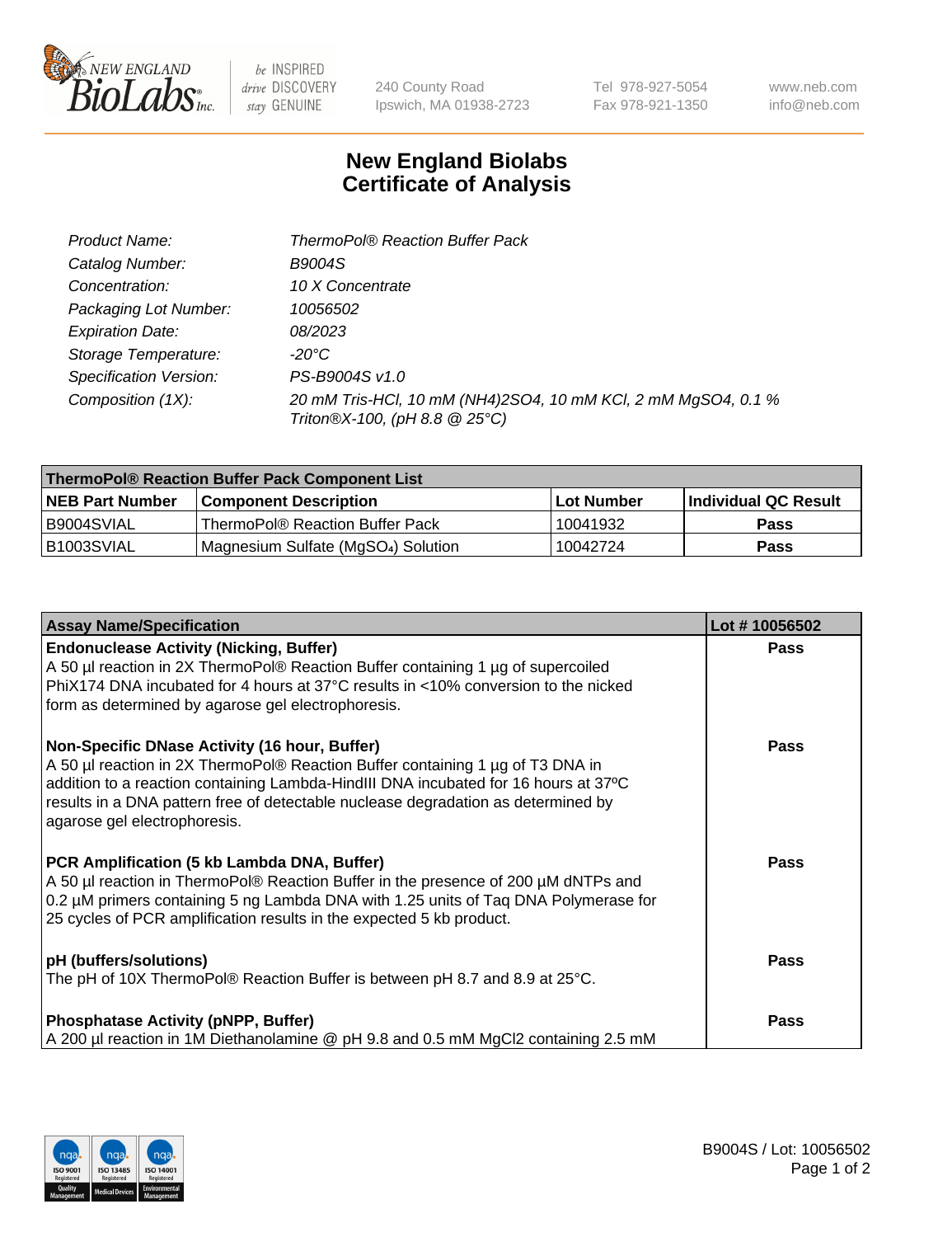# New England Biolabs Certificate of Analysis

| | |
|---|---|
| *Product Name:* | *ThermoPol® Reaction Buffer Pack* |
| *Catalog Number:* | *B9004S* |
| *Concentration:* | *10 X Concentrate* |
| *Packaging Lot Number:* | *10056502* |
| *Expiration Date:* | *08/2023* |
| *Storage Temperature:* | *-20°C* |
| *Specification Version:* | *PS-B9004S v1.0* |
| *Composition (1X):* | *20 mM Tris-HCl, 10 mM $(NH_4)_2SO_4$, 10 mM KCl, 2 mM $MgSO_4$, 0.1 % Triton®X-100, (pH 8.8 @ 25°C)* |

| **ThermoPol® Reaction Buffer Pack Component List** | | | |
|---|---|---|---|
| **NEB Part Number** | **Component Description** | **Lot Number** | **Individual QC Result** |
| B9004SVIAL | ThermoPol® Reaction Buffer Pack | 10041932 | **Pass** |
| B1003SVIAL | Magnesium Sulfate ($MgSO_4$) Solution | 10042724 | **Pass** |

| **Assay Name/Specification** | **Lot # 10056502** |
|---|---|
| **Endonuclease Activity (Nicking, Buffer)**<br>A 50 µl reaction in 2X ThermoPol® Reaction Buffer containing 1 µg of supercoiled PhiX174 DNA incubated for 4 hours at 37°C results in <10% conversion to the nicked form as determined by agarose gel electrophoresis. | **Pass** |
| **Non-Specific DNase Activity (16 hour, Buffer)**<br>A 50 µl reaction in 2X ThermoPol® Reaction Buffer containing 1 µg of T3 DNA in addition to a reaction containing Lambda-HindIII DNA incubated for 16 hours at 37ºC results in a DNA pattern free of detectable nuclease degradation as determined by agarose gel electrophoresis. | **Pass** |
| **PCR Amplification (5 kb Lambda DNA, Buffer)**<br>A 50 µl reaction in ThermoPol® Reaction Buffer in the presence of 200 µM dNTPs and 0.2 µM primers containing 5 ng Lambda DNA with 1.25 units of Taq DNA Polymerase for 25 cycles of PCR amplification results in the expected 5 kb product. | **Pass** |
| **pH (buffers/solutions)**<br>The pH of 10X ThermoPol® Reaction Buffer is between pH 8.7 and 8.9 at 25°C. | **Pass** |
| **Phosphatase Activity (pNPP, Buffer)**<br>A 200 µl reaction in 1M Diethanolamine @ pH 9.8 and 0.5 mM $MgCl_2$ containing 2.5 mM | **Pass** |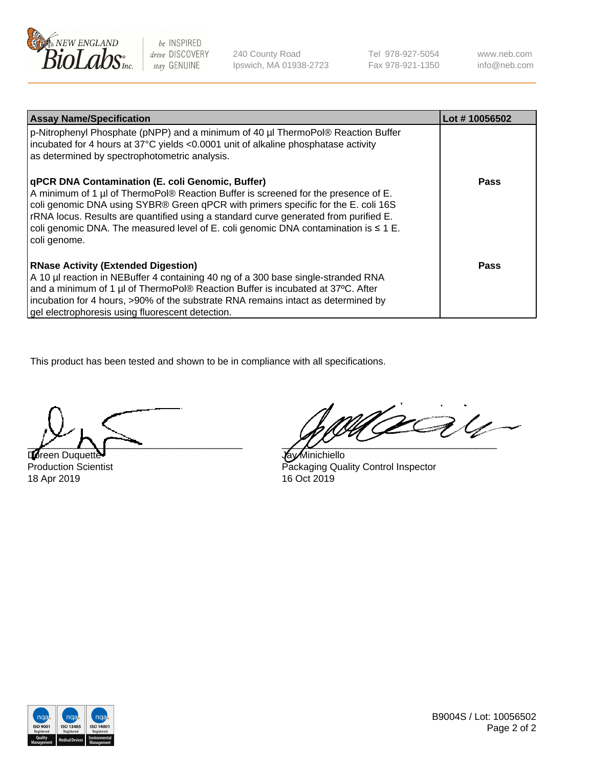| Assay Name/Specification | Lot # 10056502 |
|---|---|
| p-Nitrophenyl Phosphate (pNPP) and a minimum of 40 µl ThermoPol® Reaction Buffer incubated for 4 hours at 37°C yields <0.0001 unit of alkaline phosphatase activity as determined by spectrophotometric analysis. | |
| **qPCR DNA Contamination (E. coli Genomic, Buffer)** A minimum of 1 µl of ThermoPol® Reaction Buffer is screened for the presence of E. coli genomic DNA using SYBR® Green qPCR with primers specific for the E. coli 16S rRNA locus. Results are quantified using a standard curve generated from purified E. coli genomic DNA. The measured level of E. coli genomic DNA contamination is ≤ 1 E. coli genome. | **Pass** |
| **RNase Activity (Extended Digestion)** A 10 µl reaction in NEBuffer 4 containing 40 ng of a 300 base single-stranded RNA and a minimum of 1 µl of ThermoPol® Reaction Buffer is incubated at 37ºC. After incubation for 4 hours, >90% of the substrate RNA remains intact as determined by gel electrophoresis using fluorescent detection. | **Pass** |

This product has been tested and shown to be in compliance with all specifications.

Doreen Duquette
Production Scientist
18 Apr 2019

Jay Minichiello
Packaging Quality Control Inspector
16 Oct 2019

B9004S / Lot: 10056502